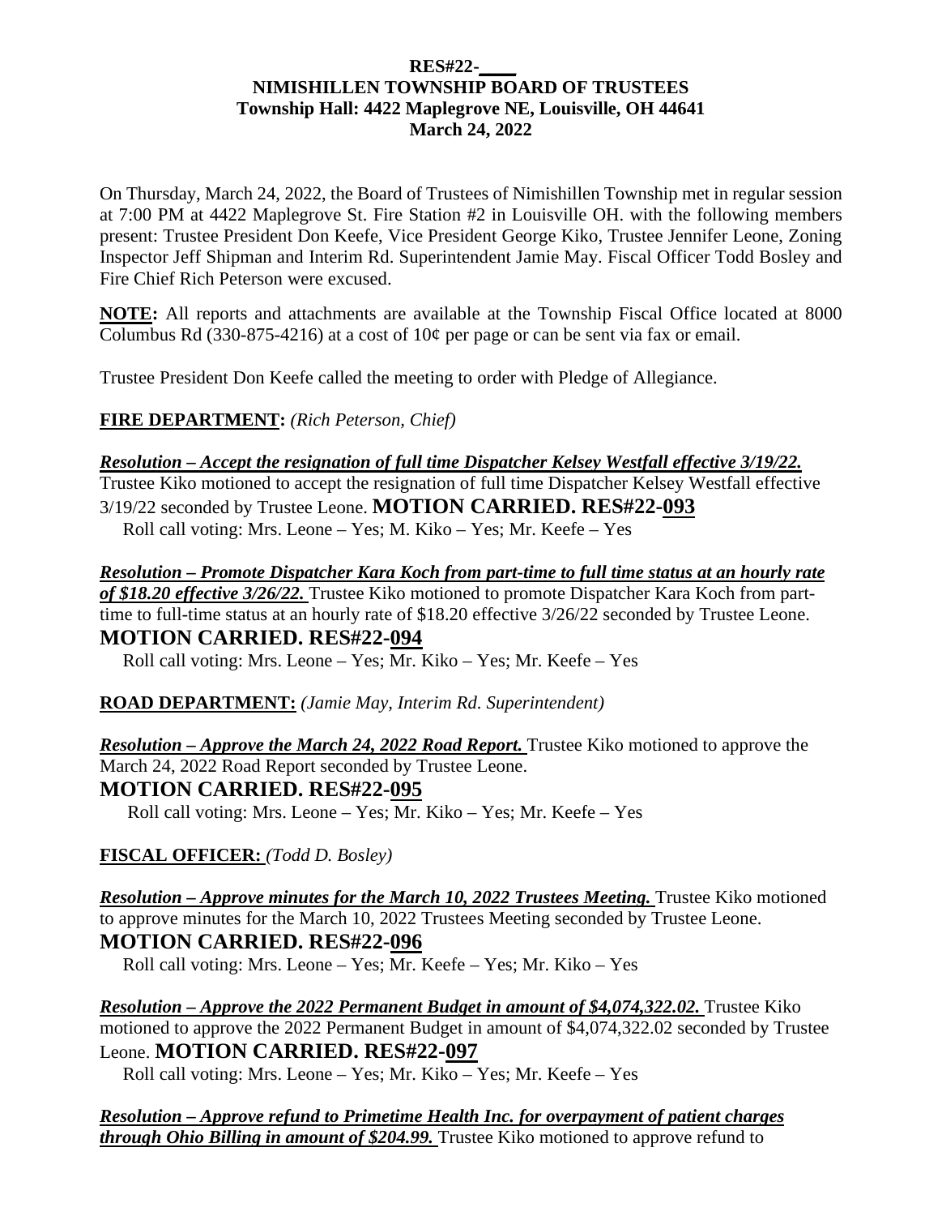**RES#22-\_\_\_\_**
**NIMISHILLEN TOWNSHIP BOARD OF TRUSTEES**
**Township Hall: 4422 Maplegrove NE, Louisville, OH 44641**
**March 24, 2022**

On Thursday, March 24, 2022, the Board of Trustees of Nimishillen Township met in regular session at 7:00 PM at 4422 Maplegrove St. Fire Station #2 in Louisville OH. with the following members present: Trustee President Don Keefe, Vice President George Kiko, Trustee Jennifer Leone, Zoning Inspector Jeff Shipman and Interim Rd. Superintendent Jamie May. Fiscal Officer Todd Bosley and Fire Chief Rich Peterson were excused.

**NOTE:** All reports and attachments are available at the Township Fiscal Office located at 8000 Columbus Rd (330-875-4216) at a cost of 10¢ per page or can be sent via fax or email.

Trustee President Don Keefe called the meeting to order with Pledge of Allegiance.

**FIRE DEPARTMENT:** *(Rich Peterson, Chief)*

***Resolution – Accept the resignation of full time Dispatcher Kelsey Westfall effective 3/19/22.*** Trustee Kiko motioned to accept the resignation of full time Dispatcher Kelsey Westfall effective 3/19/22 seconded by Trustee Leone. **MOTION CARRIED. RES#22-093**

Roll call voting: Mrs. Leone – Yes; M. Kiko – Yes; Mr. Keefe – Yes

***Resolution – Promote Dispatcher Kara Koch from part-time to full time status at an hourly rate of $18.20 effective 3/26/22.*** Trustee Kiko motioned to promote Dispatcher Kara Koch from part-time to full-time status at an hourly rate of $18.20 effective 3/26/22 seconded by Trustee Leone. **MOTION CARRIED. RES#22-094**

Roll call voting: Mrs. Leone – Yes; Mr. Kiko – Yes; Mr. Keefe – Yes

**ROAD DEPARTMENT:** *(Jamie May, Interim Rd. Superintendent)*

***Resolution – Approve the March 24, 2022 Road Report.*** Trustee Kiko motioned to approve the March 24, 2022 Road Report seconded by Trustee Leone. **MOTION CARRIED. RES#22-095**

Roll call voting: Mrs. Leone – Yes; Mr. Kiko – Yes; Mr. Keefe – Yes

**FISCAL OFFICER:** *(Todd D. Bosley)*

***Resolution – Approve minutes for the March 10, 2022 Trustees Meeting.*** Trustee Kiko motioned to approve minutes for the March 10, 2022 Trustees Meeting seconded by Trustee Leone. **MOTION CARRIED. RES#22-096**

Roll call voting: Mrs. Leone – Yes; Mr. Keefe – Yes; Mr. Kiko – Yes

***Resolution – Approve the 2022 Permanent Budget in amount of $4,074,322.02.*** Trustee Kiko motioned to approve the 2022 Permanent Budget in amount of $4,074,322.02 seconded by Trustee Leone. **MOTION CARRIED. RES#22-097**

Roll call voting: Mrs. Leone – Yes; Mr. Kiko – Yes; Mr. Keefe – Yes

***Resolution – Approve refund to Primetime Health Inc. for overpayment of patient charges through Ohio Billing in amount of $204.99.*** Trustee Kiko motioned to approve refund to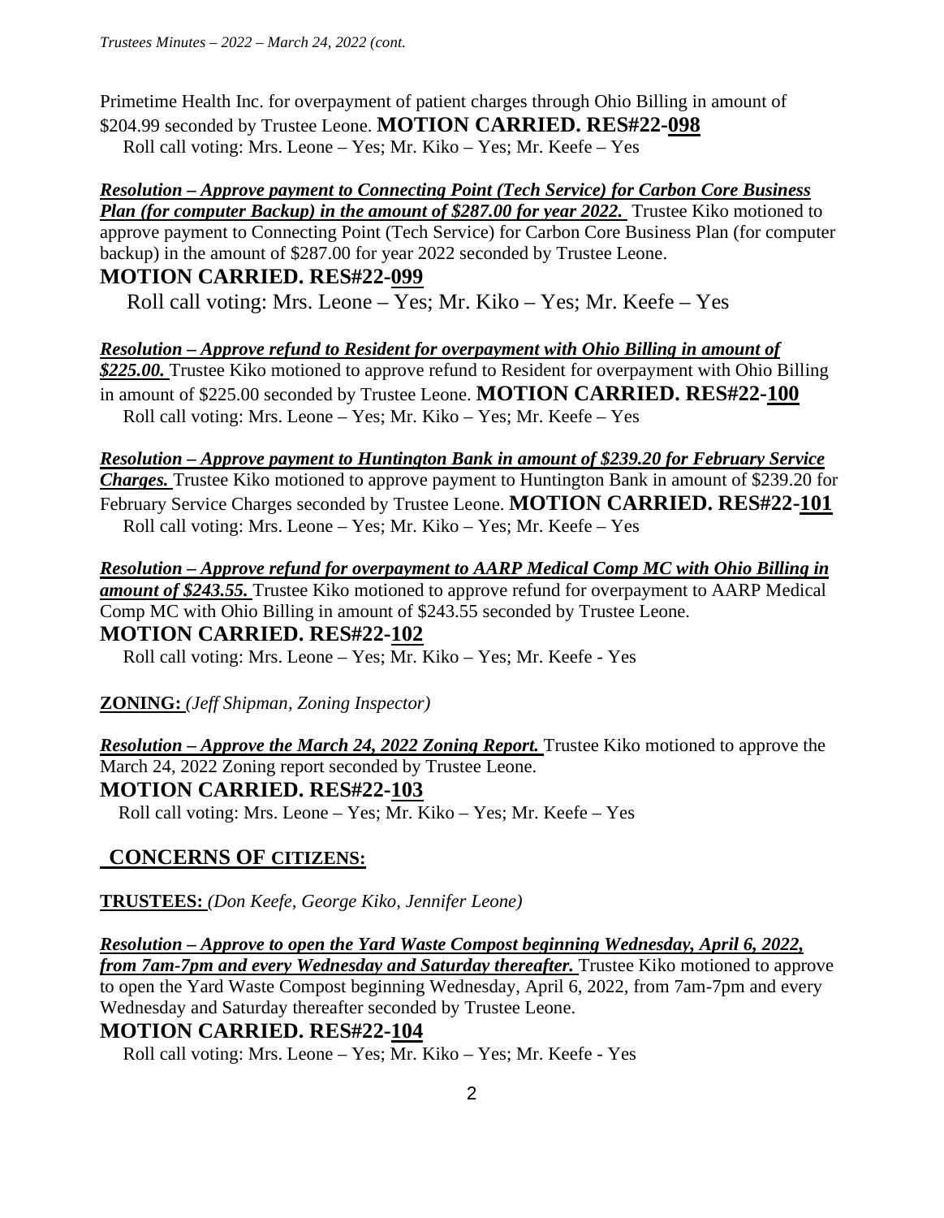Primetime Health Inc. for overpayment of patient charges through Ohio Billing in amount of $204.99 seconded by Trustee Leone. **MOTION CARRIED. RES#22-098**

Roll call voting: Mrs. Leone – Yes; Mr. Kiko – Yes; Mr. Keefe – Yes

***Resolution – Approve payment to Connecting Point (Tech Service) for Carbon Core Business Plan (for computer Backup) in the amount of $287.00 for year 2022.*** Trustee Kiko motioned to approve payment to Connecting Point (Tech Service) for Carbon Core Business Plan (for computer backup) in the amount of $287.00 for year 2022 seconded by Trustee Leone.

**MOTION CARRIED. RES#22-099**

Roll call voting: Mrs. Leone – Yes; Mr. Kiko – Yes; Mr. Keefe – Yes

***Resolution – Approve refund to Resident for overpayment with Ohio Billing in amount of $225.00.*** Trustee Kiko motioned to approve refund to Resident for overpayment with Ohio Billing in amount of $225.00 seconded by Trustee Leone. **MOTION CARRIED. RES#22-100**

Roll call voting: Mrs. Leone – Yes; Mr. Kiko – Yes; Mr. Keefe – Yes

***Resolution – Approve payment to Huntington Bank in amount of $239.20 for February Service Charges.*** Trustee Kiko motioned to approve payment to Huntington Bank in amount of $239.20 for February Service Charges seconded by Trustee Leone. **MOTION CARRIED. RES#22-101**

Roll call voting: Mrs. Leone – Yes; Mr. Kiko – Yes; Mr. Keefe – Yes

***Resolution – Approve refund for overpayment to AARP Medical Comp MC with Ohio Billing in amount of $243.55.*** Trustee Kiko motioned to approve refund for overpayment to AARP Medical Comp MC with Ohio Billing in amount of $243.55 seconded by Trustee Leone.

**MOTION CARRIED. RES#22-102**

Roll call voting: Mrs. Leone – Yes; Mr. Kiko – Yes; Mr. Keefe - Yes

**ZONING:** *(Jeff Shipman, Zoning Inspector)*

***Resolution – Approve the March 24, 2022 Zoning Report.*** Trustee Kiko motioned to approve the March 24, 2022 Zoning report seconded by Trustee Leone.

**MOTION CARRIED. RES#22-103**

Roll call voting: Mrs. Leone – Yes; Mr. Kiko – Yes; Mr. Keefe – Yes

## CONCERNS OF CITIZENS:

**TRUSTEES:** *(Don Keefe, George Kiko, Jennifer Leone)*

***Resolution – Approve to open the Yard Waste Compost beginning Wednesday, April 6, 2022, from 7am-7pm and every Wednesday and Saturday thereafter.*** Trustee Kiko motioned to approve to open the Yard Waste Compost beginning Wednesday, April 6, 2022, from 7am-7pm and every Wednesday and Saturday thereafter seconded by Trustee Leone.

**MOTION CARRIED. RES#22-104**

Roll call voting: Mrs. Leone – Yes; Mr. Kiko – Yes; Mr. Keefe - Yes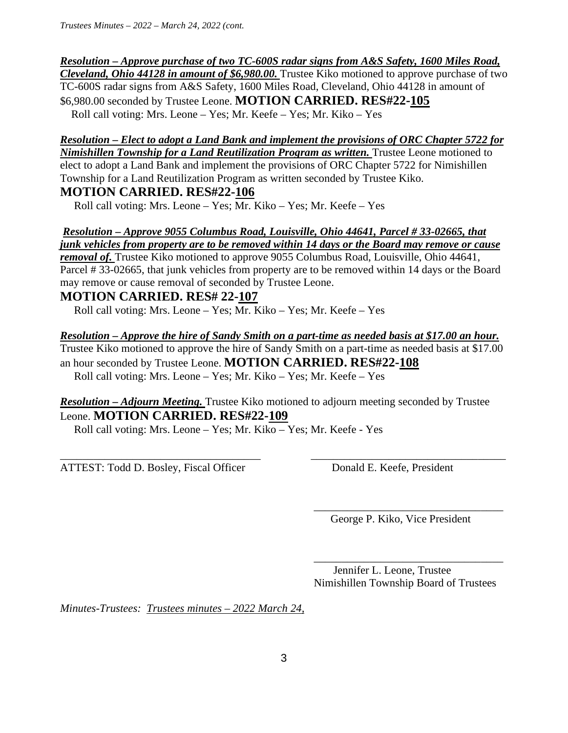***Resolution – Approve purchase of two TC-600S radar signs from A&S Safety, 1600 Miles Road, Cleveland, Ohio 44128 in amount of $6,980.00.*** Trustee Kiko motioned to approve purchase of two TC-600S radar signs from A&S Safety, 1600 Miles Road, Cleveland, Ohio 44128 in amount of $6,980.00 seconded by Trustee Leone. **MOTION CARRIED. RES#22-105**

Roll call voting: Mrs. Leone – Yes; Mr. Keefe – Yes; Mr. Kiko – Yes

***Resolution – Elect to adopt a Land Bank and implement the provisions of ORC Chapter 5722 for Nimishillen Township for a Land Reutilization Program as written.*** Trustee Leone motioned to elect to adopt a Land Bank and implement the provisions of ORC Chapter 5722 for Nimishillen Township for a Land Reutilization Program as written seconded by Trustee Kiko.

**MOTION CARRIED. RES#22-106**

Roll call voting: Mrs. Leone – Yes; Mr. Kiko – Yes; Mr. Keefe – Yes

***Resolution – Approve 9055 Columbus Road, Louisville, Ohio 44641, Parcel # 33-02665, that junk vehicles from property are to be removed within 14 days or the Board may remove or cause removal of.*** Trustee Kiko motioned to approve 9055 Columbus Road, Louisville, Ohio 44641, Parcel # 33-02665, that junk vehicles from property are to be removed within 14 days or the Board may remove or cause removal of seconded by Trustee Leone.

**MOTION CARRIED. RES# 22-107**

Roll call voting: Mrs. Leone – Yes; Mr. Kiko – Yes; Mr. Keefe – Yes

***Resolution – Approve the hire of Sandy Smith on a part-time as needed basis at $17.00 an hour.*** Trustee Kiko motioned to approve the hire of Sandy Smith on a part-time as needed basis at $17.00 an hour seconded by Trustee Leone. **MOTION CARRIED. RES#22-108**

Roll call voting: Mrs. Leone – Yes; Mr. Kiko – Yes; Mr. Keefe – Yes

***Resolution – Adjourn Meeting.*** Trustee Kiko motioned to adjourn meeting seconded by Trustee Leone. **MOTION CARRIED. RES#22-109**

Roll call voting: Mrs. Leone – Yes; Mr. Kiko – Yes; Mr. Keefe - Yes

\_\_\_\_\_\_\_\_\_\_\_\_\_\_\_\_\_\_\_\_\_\_\_\_\_\_\_\_\_\_\_\_\_\_\_\_
ATTEST: Todd D. Bosley, Fiscal Officer

\_\_\_\_\_\_\_\_\_\_\_\_\_\_\_\_\_\_\_\_\_\_\_\_\_\_\_\_\_\_\_\_\_\_\_\_
Donald E. Keefe, President

\_\_\_\_\_\_\_\_\_\_\_\_\_\_\_\_\_\_\_\_\_\_\_\_\_\_\_\_\_\_\_\_\_\_\_\_
George P. Kiko, Vice President

\_\_\_\_\_\_\_\_\_\_\_\_\_\_\_\_\_\_\_\_\_\_\_\_\_\_\_\_\_\_\_\_\_\_\_\_
Jennifer L. Leone, Trustee
Nimishillen Township Board of Trustees

*Minutes-Trustees: Trustees minutes – 2022 March 24,*